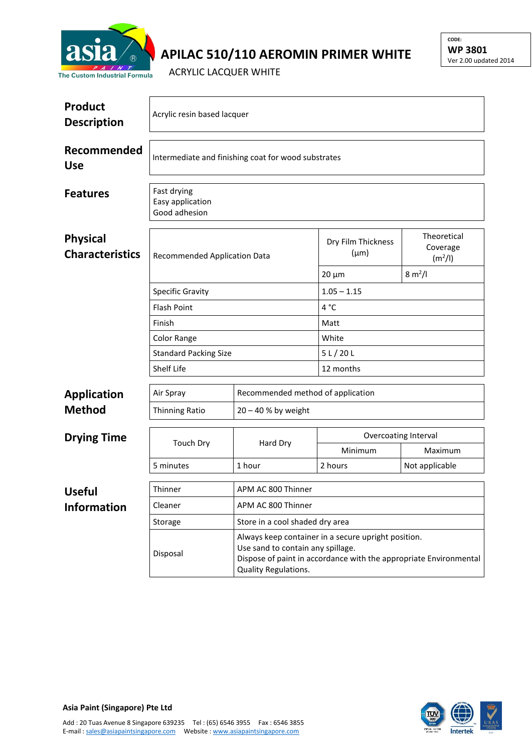# APILAC 510/110 AEROMIN PRIMER WHITE

ACRYLIC LACQUER WHITE

CODE:
**WP 3801**
Ver 2.00 updated 2014

## Product Description

Acrylic resin based lacquer

## Recommended Use

Intermediate and finishing coat for wood substrates

## Features

Fast drying
Easy application
Good adhesion

## Physical Characteristics

| Recommended Application Data | Dry Film Thickness (µm) | Theoretical Coverage ($m^2/l$) |
|---|---|---|
| | 20 µm | 8 $m^2/l$ |
| Specific Gravity | 1.05 – 1.15 | |
| Flash Point | 4 °C | |
| Finish | Matt | |
| Color Range | White | |
| Standard Packing Size | 5 L / 20 L | |
| Shelf Life | 12 months | |

## Application Method

| Air Spray | Recommended method of application |
|---|---|
| Thinning Ratio | 20 – 40 % by weight |

## Drying Time

| Touch Dry | Hard Dry | Overcoating Interval | |
|---|---|---|---|
| | | Minimum | Maximum |
| 5 minutes | 1 hour | 2 hours | Not applicable |

## Useful Information

| Thinner | APM AC 800 Thinner |
|---|---|
| Cleaner | APM AC 800 Thinner |
| Storage | Store in a cool shaded dry area |
| Disposal | Always keep container in a secure upright position. Use sand to contain any spillage. Dispose of paint in accordance with the appropriate Environmental Quality Regulations. |

**Asia Paint (Singapore) Pte Ltd**

Add : 20 Tuas Avenue 8 Singapore 639235 Tel : (65) 6546 3955 Fax : 6546 3855
E-mail : sales@asiapaintsingapore.com Website : www.asiapaintsingapore.com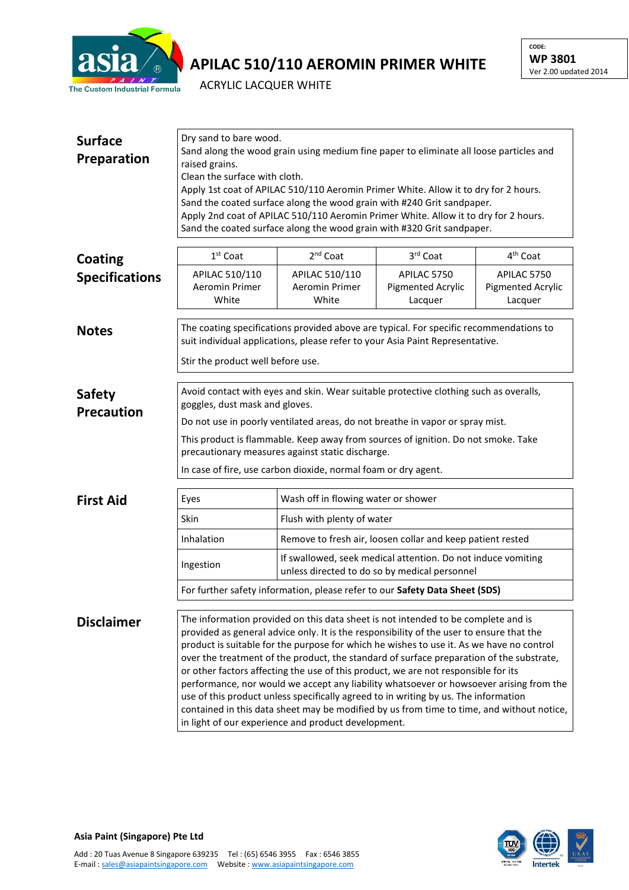# APILAC 510/110 AEROMIN PRIMER WHITE

ACRYLIC LACQUER WHITE

CODE:
**WP 3801**
Ver 2.00 updated 2014

## Surface Preparation

Dry sand to bare wood.
Sand along the wood grain using medium fine paper to eliminate all loose particles and raised grains.
Clean the surface with cloth.
Apply 1st coat of APILAC 510/110 Aeromin Primer White. Allow it to dry for 2 hours.
Sand the coated surface along the wood grain with #240 Grit sandpaper.
Apply 2nd coat of APILAC 510/110 Aeromin Primer White. Allow it to dry for 2 hours.
Sand the coated surface along the wood grain with #320 Grit sandpaper.

## Coating Specifications

| 1st Coat | 2nd Coat | 3rd Coat | 4th Coat |
|---|---|---|---|
| APILAC 510/110 Aeromin Primer White | APILAC 510/110 Aeromin Primer White | APILAC 5750 Pigmented Acrylic Lacquer | APILAC 5750 Pigmented Acrylic Lacquer |

## Notes

The coating specifications provided above are typical. For specific recommendations to suit individual applications, please refer to your Asia Paint Representative.

Stir the product well before use.

## Safety Precaution

Avoid contact with eyes and skin. Wear suitable protective clothing such as overalls, goggles, dust mask and gloves.

Do not use in poorly ventilated areas, do not breathe in vapor or spray mist.

This product is flammable. Keep away from sources of ignition. Do not smoke. Take precautionary measures against static discharge.

In case of fire, use carbon dioxide, normal foam or dry agent.

## First Aid

| | |
|---|---|
| Eyes | Wash off in flowing water or shower |
| Skin | Flush with plenty of water |
| Inhalation | Remove to fresh air, loosen collar and keep patient rested |
| Ingestion | If swallowed, seek medical attention. Do not induce vomiting unless directed to do so by medical personnel |

For further safety information, please refer to our **Safety Data Sheet (SDS)**

## Disclaimer

The information provided on this data sheet is not intended to be complete and is provided as general advice only. It is the responsibility of the user to ensure that the product is suitable for the purpose for which he wishes to use it. As we have no control over the treatment of the product, the standard of surface preparation of the substrate, or other factors affecting the use of this product, we are not responsible for its performance, nor would we accept any liability whatsoever or howsoever arising from the use of this product unless specifically agreed to in writing by us. The information contained in this data sheet may be modified by us from time to time, and without notice, in light of our experience and product development.

**Asia Paint (Singapore) Pte Ltd**

Add : 20 Tuas Avenue 8 Singapore 639235 Tel : (65) 6546 3955 Fax : 6546 3855
E-mail : sales@asiapaintsingapore.com Website : www.asiapaintsingapore.com